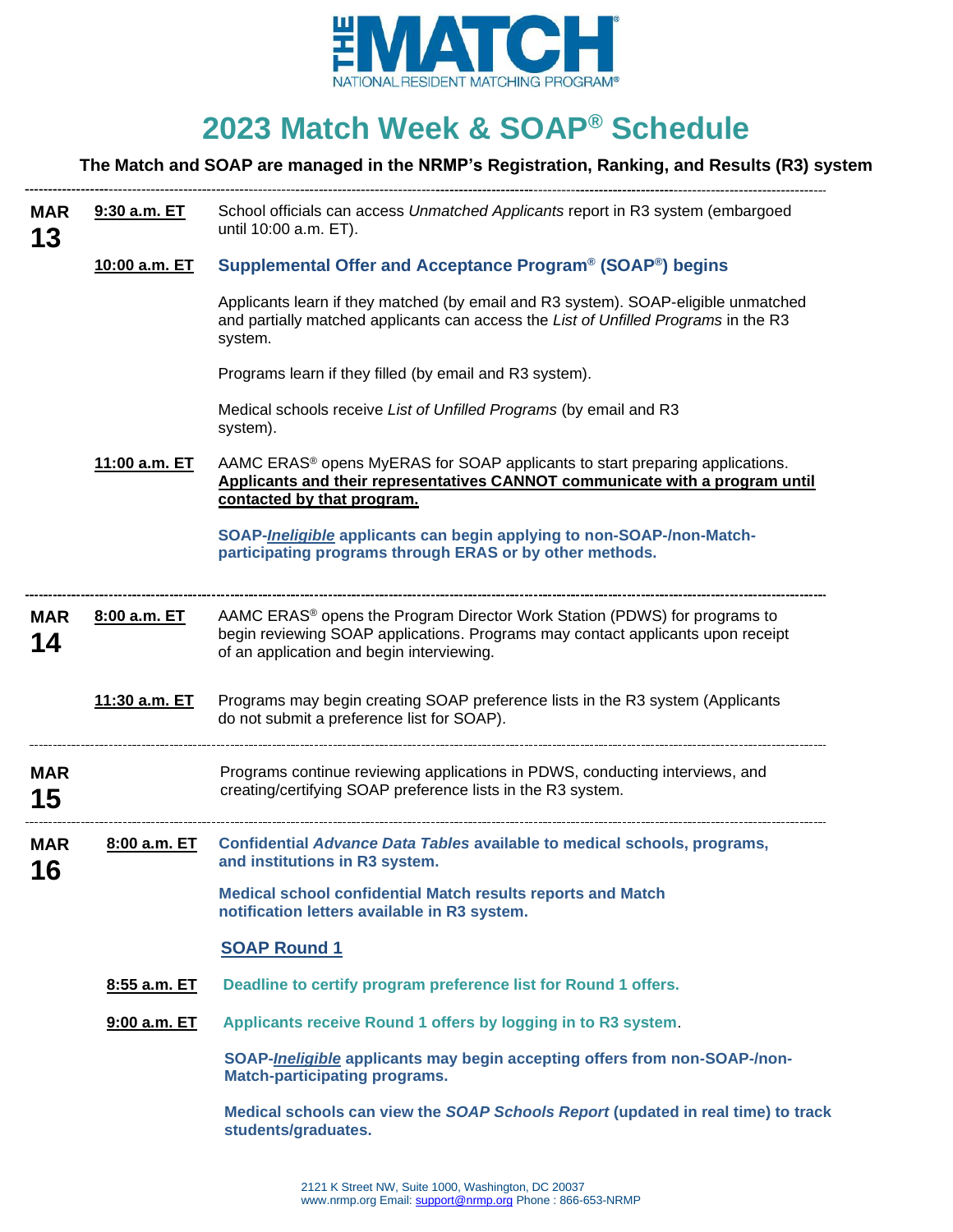# THE MATCH

NATIONAL RESIDENT MATCHING PROGRAM®

# 2023 Match Week & SOAP® Schedule

**The Match and SOAP are managed in the NRMP's Registration, Ranking, and Results (R3) system**

---

## MAR 13

**9:30 a.m. ET** — School officials can access *Unmatched Applicants* report in R3 system (embargoed until 10:00 a.m. ET).

**10:00 a.m. ET** — **Supplemental Offer and Acceptance Program® (SOAP®) begins**

Applicants learn if they matched (by email and R3 system). SOAP-eligible unmatched and partially matched applicants can access the *List of Unfilled Programs* in the R3 system.

Programs learn if they filled (by email and R3 system).

Medical schools receive *List of Unfilled Programs* (by email and R3 system).

**11:00 a.m. ET** — AAMC ERAS® opens MyERAS for SOAP applicants to start preparing applications. **Applicants and their representatives CANNOT communicate with a program until contacted by that program.**

**SOAP-*Ineligible* applicants can begin applying to non-SOAP-/non-Match-participating programs through ERAS or by other methods.**

---

## MAR 14

**8:00 a.m. ET** — AAMC ERAS® opens the Program Director Work Station (PDWS) for programs to begin reviewing SOAP applications. Programs may contact applicants upon receipt of an application and begin interviewing.

**11:30 a.m. ET** — Programs may begin creating SOAP preference lists in the R3 system (Applicants do not submit a preference list for SOAP).

---

## MAR 15

Programs continue reviewing applications in PDWS, conducting interviews, and creating/certifying SOAP preference lists in the R3 system.

---

## MAR 16

**8:00 a.m. ET** — **Confidential *Advance Data Tables* available to medical schools, programs, and institutions in R3 system.**

**Medical school confidential Match results reports and Match notification letters available in R3 system.**

**SOAP Round 1**

**8:55 a.m. ET** — **Deadline to certify program preference list for Round 1 offers.**

**9:00 a.m. ET** — **Applicants receive Round 1 offers by logging in to R3 system**.

**SOAP-*Ineligible* applicants may begin accepting offers from non-SOAP-/non-Match-participating programs.**

**Medical schools can view the *SOAP Schools Report* (updated in real time) to track students/graduates.**

2121 K Street NW, Suite 1000, Washington, DC 20037
www.nrmp.org Email: support@nrmp.org Phone : 866-653-NRMP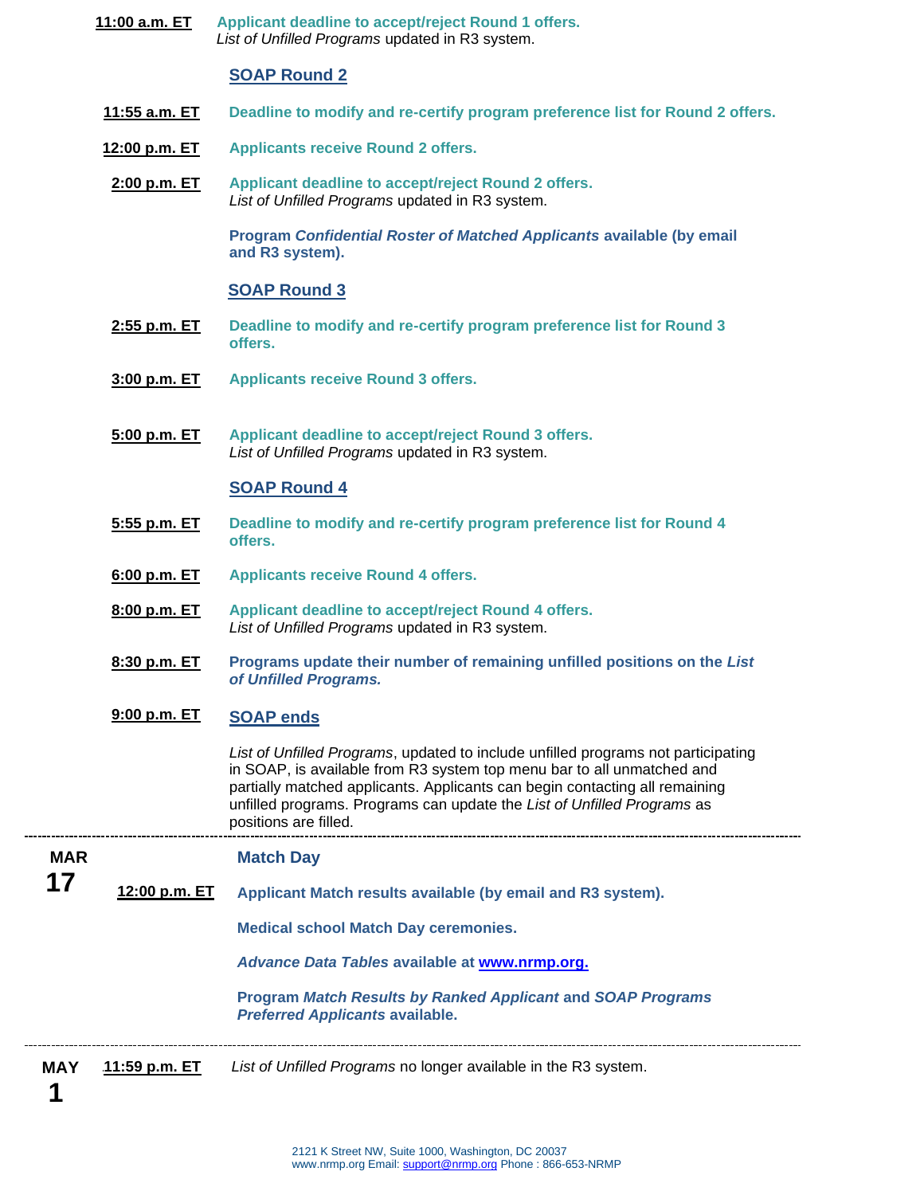**11:00 a.m. ET** **Applicant deadline to accept/reject Round 1 offers.**
*List of Unfilled Programs* updated in R3 system.

**SOAP Round 2**

**11:55 a.m. ET** **Deadline to modify and re-certify program preference list for Round 2 offers.**

**12:00 p.m. ET** **Applicants receive Round 2 offers.**

**2:00 p.m. ET** **Applicant deadline to accept/reject Round 2 offers.**
*List of Unfilled Programs* updated in R3 system.

**Program *Confidential Roster of Matched Applicants* available (by email and R3 system).**

**SOAP Round 3**

**2:55 p.m. ET** **Deadline to modify and re-certify program preference list for Round 3 offers.**

**3:00 p.m. ET** **Applicants receive Round 3 offers.**

**5:00 p.m. ET** **Applicant deadline to accept/reject Round 3 offers.**
*List of Unfilled Programs* updated in R3 system.

**SOAP Round 4**

**5:55 p.m. ET** **Deadline to modify and re-certify program preference list for Round 4 offers.**

**6:00 p.m. ET** **Applicants receive Round 4 offers.**

**8:00 p.m. ET** **Applicant deadline to accept/reject Round 4 offers.**
*List of Unfilled Programs* updated in R3 system.

**8:30 p.m. ET** **Programs update their number of remaining unfilled positions on the *List of Unfilled Programs.***

**9:00 p.m. ET** **SOAP ends**

*List of Unfilled Programs*, updated to include unfilled programs not participating in SOAP, is available from R3 system top menu bar to all unmatched and partially matched applicants. Applicants can begin contacting all remaining unfilled programs. Programs can update the *List of Unfilled Programs* as positions are filled.

---

**MAR 17** **Match Day**

**12:00 p.m. ET** **Applicant Match results available (by email and R3 system).**

**Medical school Match Day ceremonies.**

***Advance Data Tables* available at www.nrmp.org.**

**Program *Match Results by Ranked Applicant* and *SOAP Programs Preferred Applicants* available.**

---

**MAY 1** **11:59 p.m. ET** *List of Unfilled Programs* no longer available in the R3 system.

2121 K Street NW, Suite 1000, Washington, DC 20037
www.nrmp.org Email: support@nrmp.org Phone : 866-653-NRMP